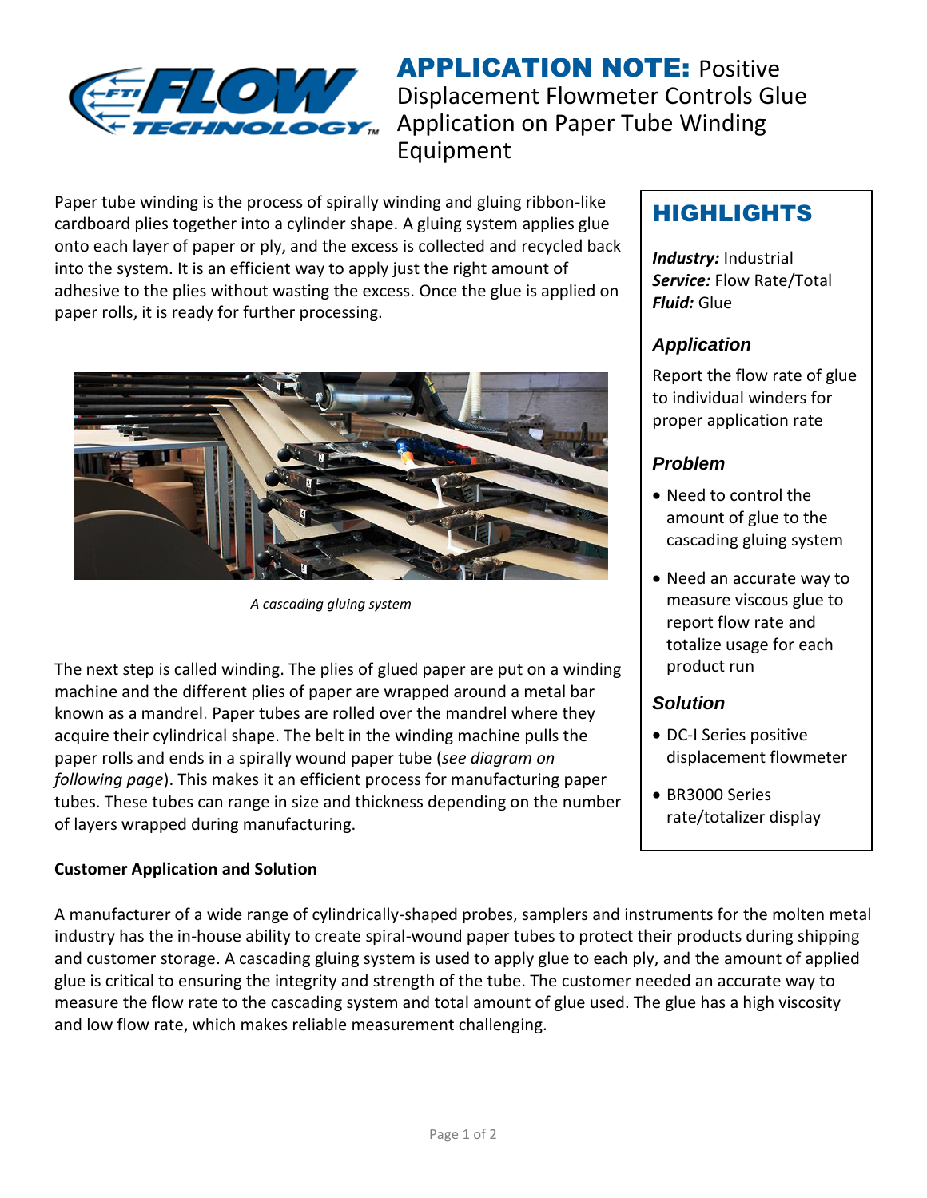# APPLICATION NOTE: Positive Displacement Flowmeter Controls Glue Application on Paper Tube Winding Equipment

Paper tube winding is the process of spirally winding and gluing ribbon-like cardboard plies together into a cylinder shape. A gluing system applies glue onto each layer of paper or ply, and the excess is collected and recycled back into the system. It is an efficient way to apply just the right amount of adhesive to the plies without wasting the excess. Once the glue is applied on paper rolls, it is ready for further processing.

*A cascading gluing system*

The next step is called winding. The plies of glued paper are put on a winding machine and the different plies of paper are wrapped around a metal bar known as a mandrel. Paper tubes are rolled over the mandrel where they acquire their cylindrical shape. The belt in the winding machine pulls the paper rolls and ends in a spirally wound paper tube (*see diagram on following page*). This makes it an efficient process for manufacturing paper tubes. These tubes can range in size and thickness depending on the number of layers wrapped during manufacturing.

## HIGHLIGHTS

***Industry:*** Industrial
***Service:*** Flow Rate/Total
***Fluid:*** Glue

### *Application*

Report the flow rate of glue to individual winders for proper application rate

### *Problem*

- Need to control the amount of glue to the cascading gluing system
- Need an accurate way to measure viscous glue to report flow rate and totalize usage for each product run

### *Solution*

- DC-I Series positive displacement flowmeter
- BR3000 Series rate/totalizer display

**Customer Application and Solution**

A manufacturer of a wide range of cylindrically-shaped probes, samplers and instruments for the molten metal industry has the in-house ability to create spiral-wound paper tubes to protect their products during shipping and customer storage. A cascading gluing system is used to apply glue to each ply, and the amount of applied glue is critical to ensuring the integrity and strength of the tube. The customer needed an accurate way to measure the flow rate to the cascading system and total amount of glue used. The glue has a high viscosity and low flow rate, which makes reliable measurement challenging.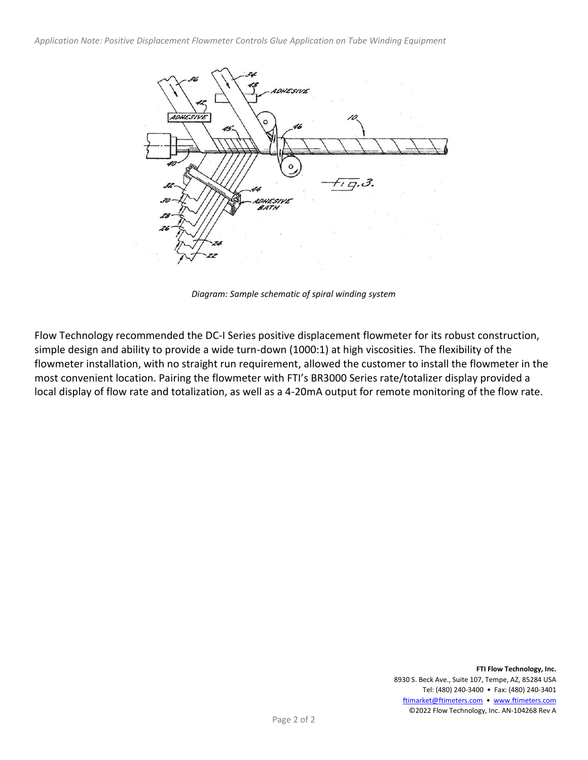Diagram: Sample schematic of spiral winding system

Flow Technology recommended the DC-I Series positive displacement flowmeter for its robust construction, simple design and ability to provide a wide turn-down (1000:1) at high viscosities. The flexibility of the flowmeter installation, with no straight run requirement, allowed the customer to install the flowmeter in the most convenient location. Pairing the flowmeter with FTI's BR3000 Series rate/totalizer display provided a local display of flow rate and totalization, as well as a 4-20mA output for remote monitoring of the flow rate.

**FTI Flow Technology, Inc.**
8930 S. Beck Ave., Suite 107, Tempe, AZ, 85284 USA
Tel: (480) 240-3400 • Fax: (480) 240-3401
ftimarket@ftimeters.com • www.ftimeters.com
©2022 Flow Technology, Inc. AN-104268 Rev A